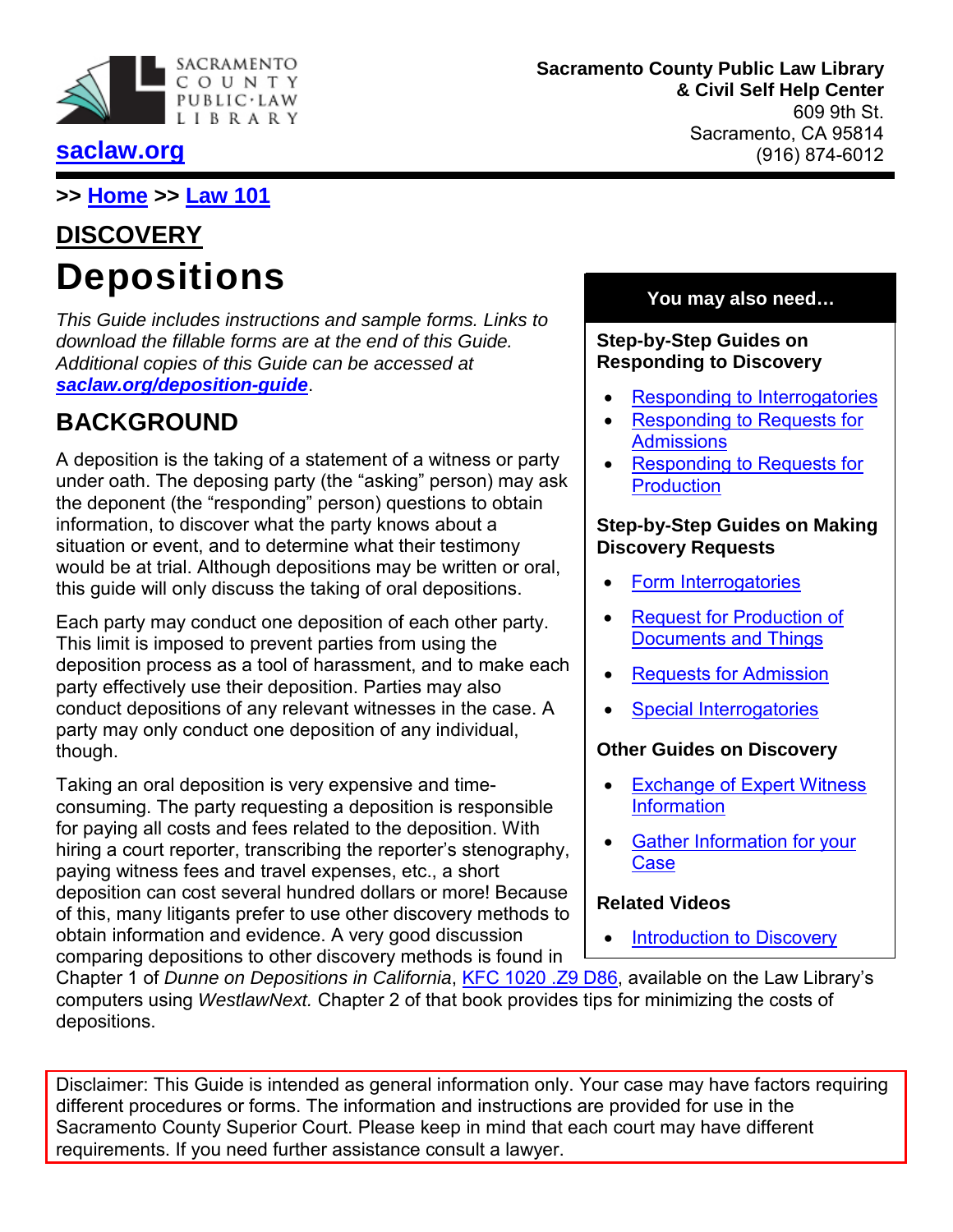SACRAMENTO COUNTY PUBLIC·LAW LIBRARY

saclaw.org

**Sacramento County Public Law Library**
**& Civil Self Help Center**
609 9th St.
Sacramento, CA 95814
(916) 874-6012

>> Home >> Law 101

**DISCOVERY**

# Depositions

*This Guide includes instructions and sample forms. Links to download the fillable forms are at the end of this Guide. Additional copies of this Guide can be accessed at* ***saclaw.org/deposition-guide***.

## BACKGROUND

A deposition is the taking of a statement of a witness or party under oath. The deposing party (the "asking" person) may ask the deponent (the "responding" person) questions to obtain information, to discover what the party knows about a situation or event, and to determine what their testimony would be at trial. Although depositions may be written or oral, this guide will only discuss the taking of oral depositions.

Each party may conduct one deposition of each other party. This limit is imposed to prevent parties from using the deposition process as a tool of harassment, and to make each party effectively use their deposition. Parties may also conduct depositions of any relevant witnesses in the case. A party may only conduct one deposition of any individual, though.

Taking an oral deposition is very expensive and time-consuming. The party requesting a deposition is responsible for paying all costs and fees related to the deposition. With hiring a court reporter, transcribing the reporter's stenography, paying witness fees and travel expenses, etc., a short deposition can cost several hundred dollars or more! Because of this, many litigants prefer to use other discovery methods to obtain information and evidence. A very good discussion comparing depositions to other discovery methods is found in Chapter 1 of *Dunne on Depositions in California*, KFC 1020 .Z9 D86, available on the Law Library's computers using *WestlawNext.* Chapter 2 of that book provides tips for minimizing the costs of depositions.

**You may also need…**

**Step-by-Step Guides on Responding to Discovery**

- Responding to Interrogatories
- Responding to Requests for Admissions
- Responding to Requests for Production

**Step-by-Step Guides on Making Discovery Requests**

- Form Interrogatories
- Request for Production of Documents and Things
- Requests for Admission
- Special Interrogatories

**Other Guides on Discovery**

- Exchange of Expert Witness Information
- Gather Information for your Case

**Related Videos**

- Introduction to Discovery

Disclaimer: This Guide is intended as general information only. Your case may have factors requiring different procedures or forms. The information and instructions are provided for use in the Sacramento County Superior Court. Please keep in mind that each court may have different requirements. If you need further assistance consult a lawyer.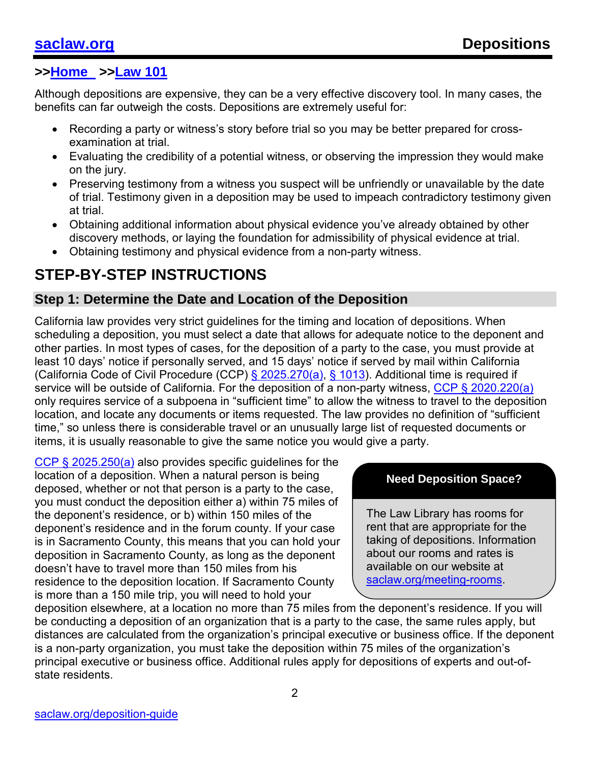**>>Home >>Law 101**

Although depositions are expensive, they can be a very effective discovery tool. In many cases, the benefits can far outweigh the costs. Depositions are extremely useful for:

- Recording a party or witness's story before trial so you may be better prepared for cross-examination at trial.
- Evaluating the credibility of a potential witness, or observing the impression they would make on the jury.
- Preserving testimony from a witness you suspect will be unfriendly or unavailable by the date of trial. Testimony given in a deposition may be used to impeach contradictory testimony given at trial.
- Obtaining additional information about physical evidence you've already obtained by other discovery methods, or laying the foundation for admissibility of physical evidence at trial.
- Obtaining testimony and physical evidence from a non-party witness.

# STEP-BY-STEP INSTRUCTIONS

## Step 1: Determine the Date and Location of the Deposition

California law provides very strict guidelines for the timing and location of depositions. When scheduling a deposition, you must select a date that allows for adequate notice to the deponent and other parties. In most types of cases, for the deposition of a party to the case, you must provide at least 10 days' notice if personally served, and 15 days' notice if served by mail within California (California Code of Civil Procedure (CCP) § 2025.270(a), § 1013). Additional time is required if service will be outside of California. For the deposition of a non-party witness, CCP § 2020.220(a) only requires service of a subpoena in "sufficient time" to allow the witness to travel to the deposition location, and locate any documents or items requested. The law provides no definition of "sufficient time," so unless there is considerable travel or an unusually large list of requested documents or items, it is usually reasonable to give the same notice you would give a party.

CCP § 2025.250(a) also provides specific guidelines for the location of a deposition. When a natural person is being deposed, whether or not that person is a party to the case, you must conduct the deposition either a) within 75 miles of the deponent's residence, or b) within 150 miles of the deponent's residence and in the forum county. If your case is in Sacramento County, this means that you can hold your deposition in Sacramento County, as long as the deponent doesn't have to travel more than 150 miles from his residence to the deposition location. If Sacramento County is more than a 150 mile trip, you will need to hold your deposition elsewhere, at a location no more than 75 miles from the deponent's residence. If you will be conducting a deposition of an organization that is a party to the case, the same rules apply, but distances are calculated from the organization's principal executive or business office. If the deponent is a non-party organization, you must take the deposition within 75 miles of the organization's principal executive or business office. Additional rules apply for depositions of experts and out-of-state residents.

> **Need Deposition Space?**
>
> The Law Library has rooms for rent that are appropriate for the taking of depositions. Information about our rooms and rates is available on our website at saclaw.org/meeting-rooms.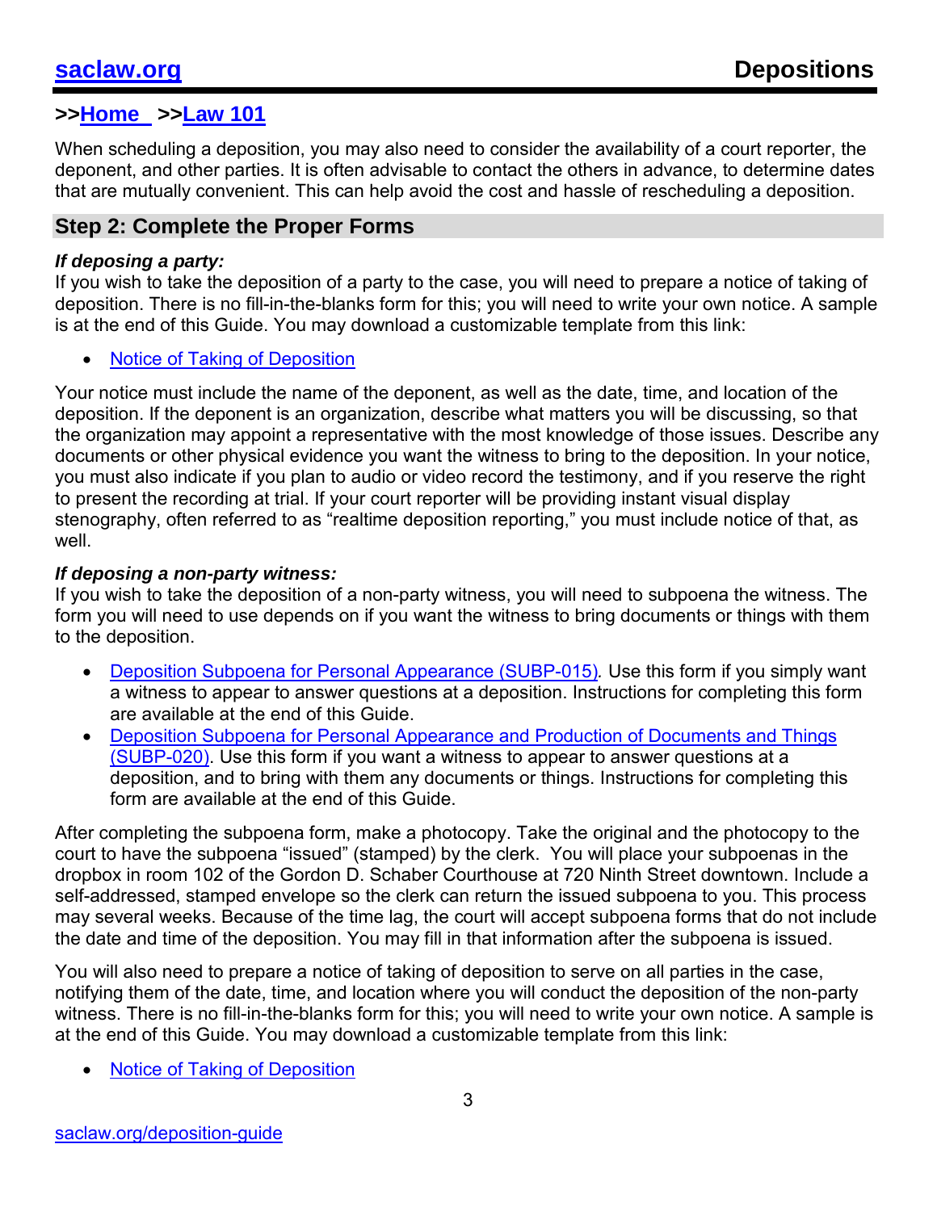>>Home >>Law 101

When scheduling a deposition, you may also need to consider the availability of a court reporter, the deponent, and other parties. It is often advisable to contact the others in advance, to determine dates that are mutually convenient. This can help avoid the cost and hassle of rescheduling a deposition.

## Step 2: Complete the Proper Forms

***If deposing a party:***
If you wish to take the deposition of a party to the case, you will need to prepare a notice of taking of deposition. There is no fill-in-the-blanks form for this; you will need to write your own notice. A sample is at the end of this Guide. You may download a customizable template from this link:

- Notice of Taking of Deposition

Your notice must include the name of the deponent, as well as the date, time, and location of the deposition. If the deponent is an organization, describe what matters you will be discussing, so that the organization may appoint a representative with the most knowledge of those issues. Describe any documents or other physical evidence you want the witness to bring to the deposition. In your notice, you must also indicate if you plan to audio or video record the testimony, and if you reserve the right to present the recording at trial. If your court reporter will be providing instant visual display stenography, often referred to as "realtime deposition reporting," you must include notice of that, as well.

***If deposing a non-party witness:***
If you wish to take the deposition of a non-party witness, you will need to subpoena the witness. The form you will need to use depends on if you want the witness to bring documents or things with them to the deposition.

- Deposition Subpoena for Personal Appearance (SUBP-015). Use this form if you simply want a witness to appear to answer questions at a deposition. Instructions for completing this form are available at the end of this Guide.
- Deposition Subpoena for Personal Appearance and Production of Documents and Things (SUBP-020). Use this form if you want a witness to appear to answer questions at a deposition, and to bring with them any documents or things. Instructions for completing this form are available at the end of this Guide.

After completing the subpoena form, make a photocopy. Take the original and the photocopy to the court to have the subpoena "issued" (stamped) by the clerk. You will place your subpoenas in the dropbox in room 102 of the Gordon D. Schaber Courthouse at 720 Ninth Street downtown. Include a self-addressed, stamped envelope so the clerk can return the issued subpoena to you. This process may several weeks. Because of the time lag, the court will accept subpoena forms that do not include the date and time of the deposition. You may fill in that information after the subpoena is issued.

You will also need to prepare a notice of taking of deposition to serve on all parties in the case, notifying them of the date, time, and location where you will conduct the deposition of the non-party witness. There is no fill-in-the-blanks form for this; you will need to write your own notice. A sample is at the end of this Guide. You may download a customizable template from this link:

- Notice of Taking of Deposition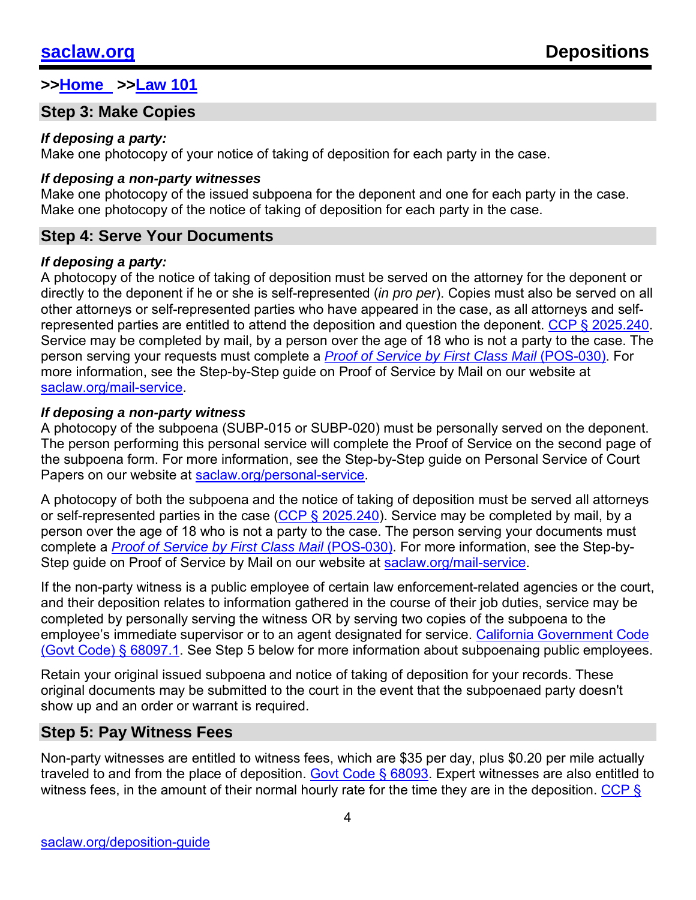## Step 3: Make Copies

***If deposing a party:***
Make one photocopy of your notice of taking of deposition for each party in the case.

***If deposing a non-party witnesses***
Make one photocopy of the issued subpoena for the deponent and one for each party in the case. Make one photocopy of the notice of taking of deposition for each party in the case.

## Step 4: Serve Your Documents

***If deposing a party:***
A photocopy of the notice of taking of deposition must be served on the attorney for the deponent or directly to the deponent if he or she is self-represented (*in pro per*). Copies must also be served on all other attorneys or self-represented parties who have appeared in the case, as all attorneys and self-represented parties are entitled to attend the deposition and question the deponent. CCP § 2025.240. Service may be completed by mail, by a person over the age of 18 who is not a party to the case. The person serving your requests must complete a *Proof of Service by First Class Mail* (POS-030). For more information, see the Step-by-Step guide on Proof of Service by Mail on our website at saclaw.org/mail-service.

***If deposing a non-party witness***
A photocopy of the subpoena (SUBP-015 or SUBP-020) must be personally served on the deponent. The person performing this personal service will complete the Proof of Service on the second page of the subpoena form. For more information, see the Step-by-Step guide on Personal Service of Court Papers on our website at saclaw.org/personal-service.

A photocopy of both the subpoena and the notice of taking of deposition must be served all attorneys or self-represented parties in the case (CCP § 2025.240). Service may be completed by mail, by a person over the age of 18 who is not a party to the case. The person serving your documents must complete a *Proof of Service by First Class Mail* (POS-030). For more information, see the Step-by-Step guide on Proof of Service by Mail on our website at saclaw.org/mail-service.

If the non-party witness is a public employee of certain law enforcement-related agencies or the court, and their deposition relates to information gathered in the course of their job duties, service may be completed by personally serving the witness OR by serving two copies of the subpoena to the employee's immediate supervisor or to an agent designated for service. California Government Code (Govt Code) § 68097.1. See Step 5 below for more information about subpoenaing public employees.

Retain your original issued subpoena and notice of taking of deposition for your records. These original documents may be submitted to the court in the event that the subpoenaed party doesn't show up and an order or warrant is required.

## Step 5: Pay Witness Fees

Non-party witnesses are entitled to witness fees, which are $35 per day, plus $0.20 per mile actually traveled to and from the place of deposition. Govt Code § 68093. Expert witnesses are also entitled to witness fees, in the amount of their normal hourly rate for the time they are in the deposition. CCP §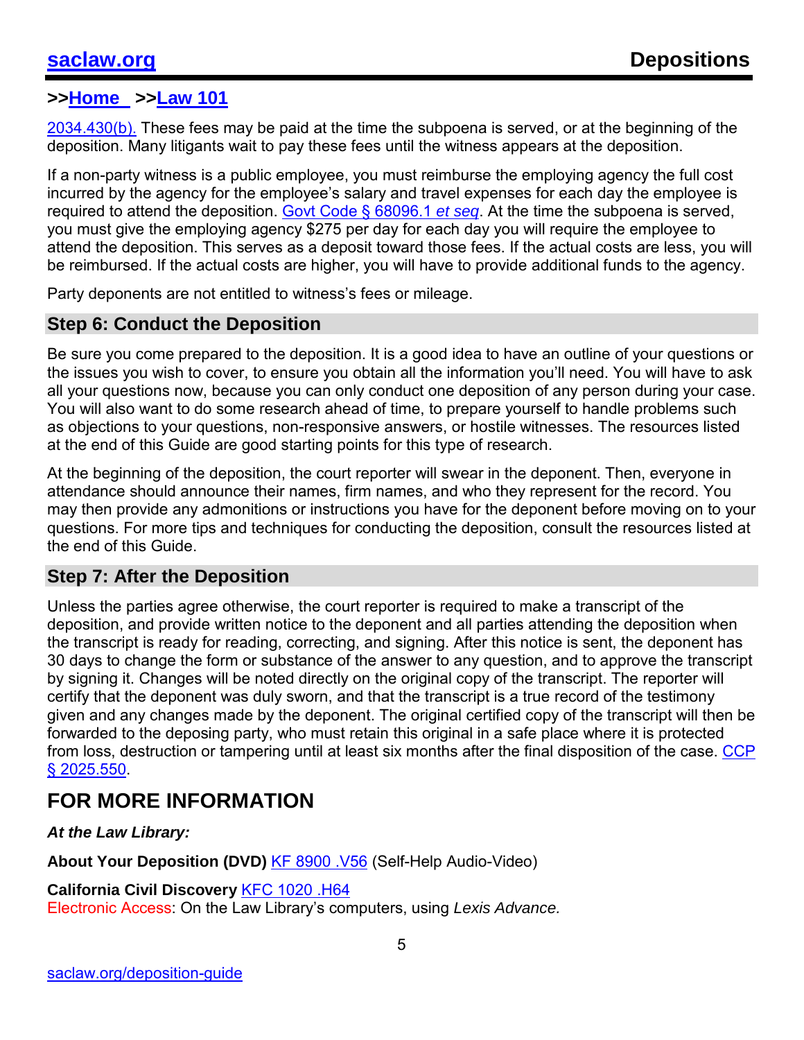2034.430(b). These fees may be paid at the time the subpoena is served, or at the beginning of the deposition. Many litigants wait to pay these fees until the witness appears at the deposition.

If a non-party witness is a public employee, you must reimburse the employing agency the full cost incurred by the agency for the employee's salary and travel expenses for each day the employee is required to attend the deposition. Govt Code § 68096.1 *et seq*. At the time the subpoena is served, you must give the employing agency $275 per day for each day you will require the employee to attend the deposition. This serves as a deposit toward those fees. If the actual costs are less, you will be reimbursed. If the actual costs are higher, you will have to provide additional funds to the agency.

Party deponents are not entitled to witness's fees or mileage.

## Step 6: Conduct the Deposition

Be sure you come prepared to the deposition. It is a good idea to have an outline of your questions or the issues you wish to cover, to ensure you obtain all the information you'll need. You will have to ask all your questions now, because you can only conduct one deposition of any person during your case. You will also want to do some research ahead of time, to prepare yourself to handle problems such as objections to your questions, non-responsive answers, or hostile witnesses. The resources listed at the end of this Guide are good starting points for this type of research.

At the beginning of the deposition, the court reporter will swear in the deponent. Then, everyone in attendance should announce their names, firm names, and who they represent for the record. You may then provide any admonitions or instructions you have for the deponent before moving on to your questions. For more tips and techniques for conducting the deposition, consult the resources listed at the end of this Guide.

## Step 7: After the Deposition

Unless the parties agree otherwise, the court reporter is required to make a transcript of the deposition, and provide written notice to the deponent and all parties attending the deposition when the transcript is ready for reading, correcting, and signing. After this notice is sent, the deponent has 30 days to change the form or substance of the answer to any question, and to approve the transcript by signing it. Changes will be noted directly on the original copy of the transcript. The reporter will certify that the deponent was duly sworn, and that the transcript is a true record of the testimony given and any changes made by the deponent. The original certified copy of the transcript will then be forwarded to the deposing party, who must retain this original in a safe place where it is protected from loss, destruction or tampering until at least six months after the final disposition of the case. CCP § 2025.550.

# FOR MORE INFORMATION

***At the Law Library:***

**About Your Deposition (DVD)** KF 8900 .V56 (Self-Help Audio-Video)

**California Civil Discovery** KFC 1020 .H64
Electronic Access: On the Law Library's computers, using *Lexis Advance.*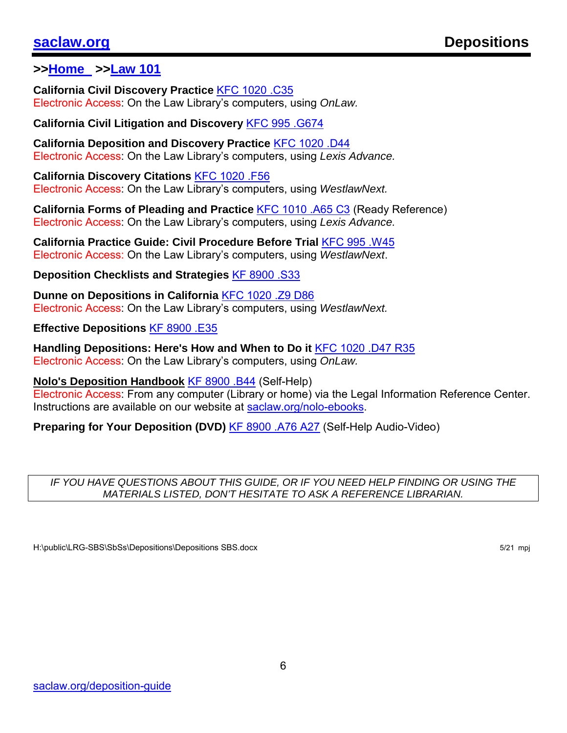>>Home >>Law 101

**California Civil Discovery Practice** KFC 1020 .C35
Electronic Access: On the Law Library's computers, using *OnLaw.*

**California Civil Litigation and Discovery** KFC 995 .G674

**California Deposition and Discovery Practice** KFC 1020 .D44
Electronic Access: On the Law Library's computers, using *Lexis Advance.*

**California Discovery Citations** KFC 1020 .F56
Electronic Access: On the Law Library's computers, using *WestlawNext.*

**California Forms of Pleading and Practice** KFC 1010 .A65 C3 (Ready Reference)
Electronic Access: On the Law Library's computers, using *Lexis Advance.*

**California Practice Guide: Civil Procedure Before Trial** KFC 995 .W45
Electronic Access: On the Law Library's computers, using *WestlawNext*.

**Deposition Checklists and Strategies** KF 8900 .S33

**Dunne on Depositions in California** KFC 1020 .Z9 D86
Electronic Access: On the Law Library's computers, using *WestlawNext.*

**Effective Depositions** KF 8900 .E35

**Handling Depositions: Here's How and When to Do it** KFC 1020 .D47 R35
Electronic Access: On the Law Library's computers, using *OnLaw.*

**Nolo's Deposition Handbook** KF 8900 .B44 (Self-Help)
Electronic Access: From any computer (Library or home) via the Legal Information Reference Center. Instructions are available on our website at saclaw.org/nolo-ebooks.

**Preparing for Your Deposition (DVD)** KF 8900 .A76 A27 (Self-Help Audio-Video)

*IF YOU HAVE QUESTIONS ABOUT THIS GUIDE, OR IF YOU NEED HELP FINDING OR USING THE MATERIALS LISTED, DON'T HESITATE TO ASK A REFERENCE LIBRARIAN.*

H:\public\LRG-SBS\SbSs\Depositions\Depositions SBS.docx 5/21 mpj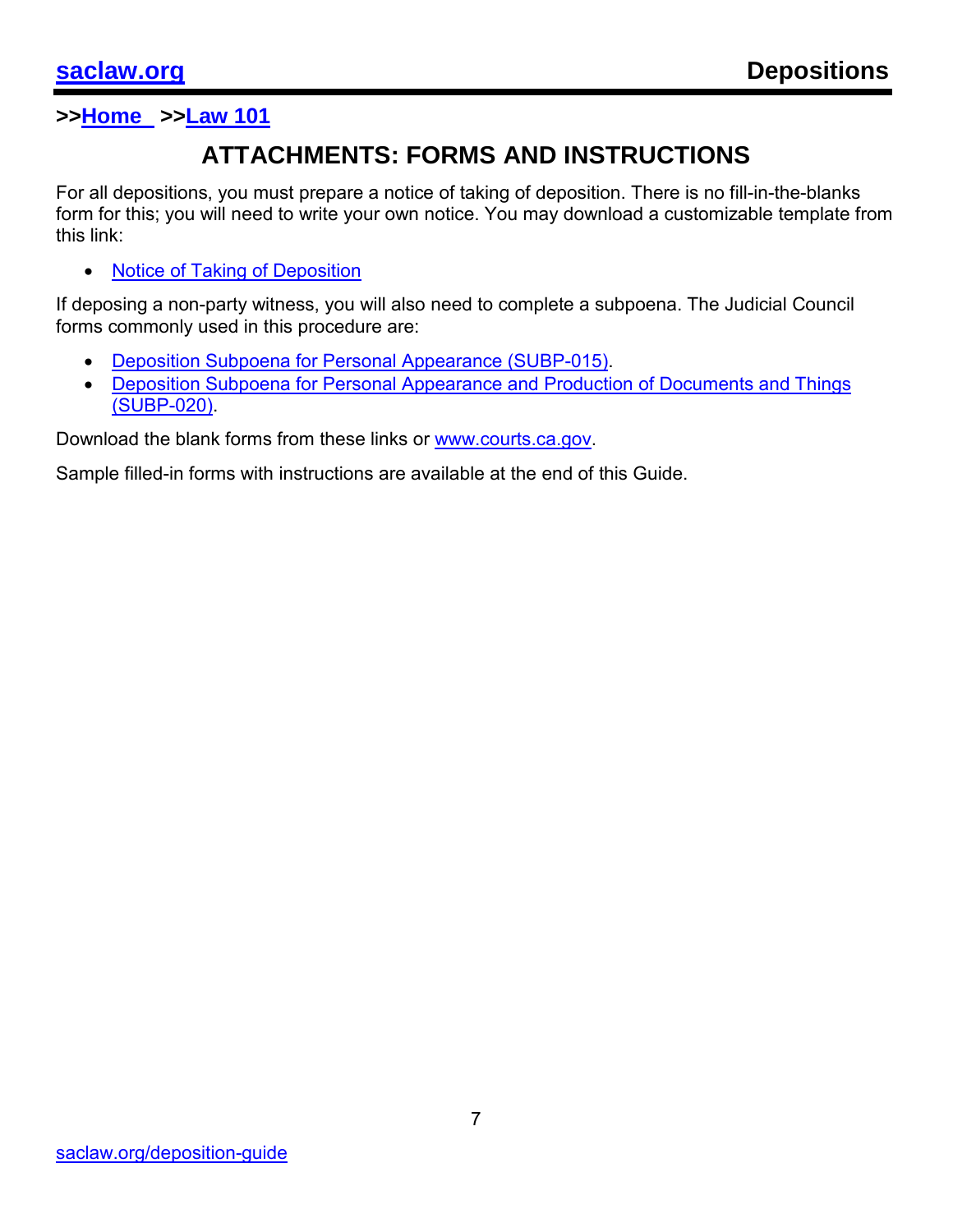>>Home >>Law 101

## ATTACHMENTS: FORMS AND INSTRUCTIONS

For all depositions, you must prepare a notice of taking of deposition. There is no fill-in-the-blanks form for this; you will need to write your own notice. You may download a customizable template from this link:

- Notice of Taking of Deposition

If deposing a non-party witness, you will also need to complete a subpoena. The Judicial Council forms commonly used in this procedure are:

- Deposition Subpoena for Personal Appearance (SUBP-015).
- Deposition Subpoena for Personal Appearance and Production of Documents and Things (SUBP-020).

Download the blank forms from these links or www.courts.ca.gov.

Sample filled-in forms with instructions are available at the end of this Guide.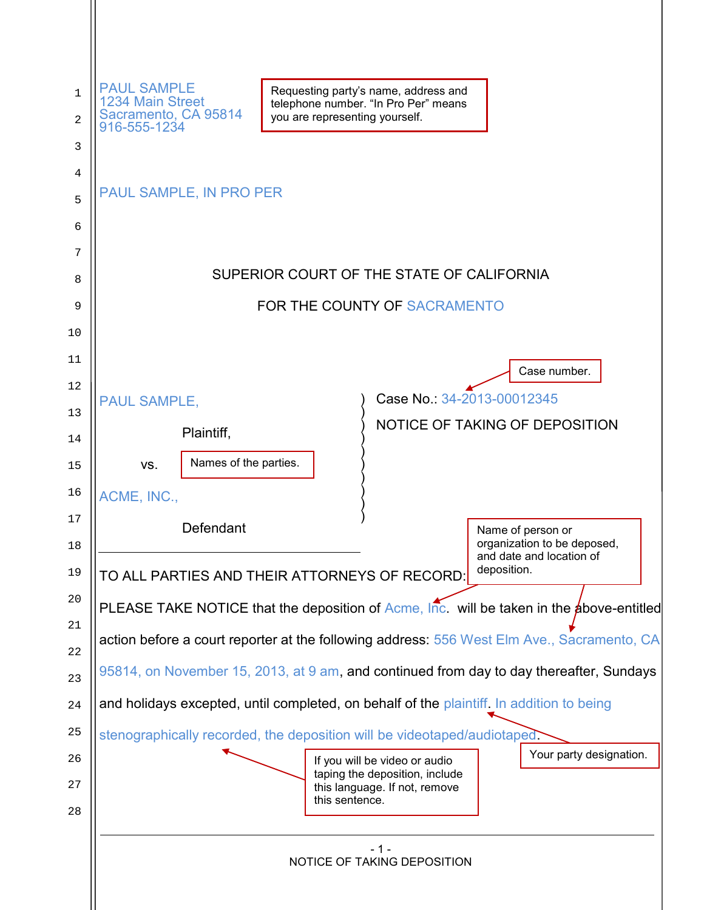PAUL SAMPLE
1234 Main Street
Sacramento, CA 95814
916-555-1234

Requesting party's name, address and telephone number. "In Pro Per" means you are representing yourself.

PAUL SAMPLE, IN PRO PER

SUPERIOR COURT OF THE STATE OF CALIFORNIA

FOR THE COUNTY OF SACRAMENTO

Case number.

| | |
|---|---|
| PAUL SAMPLE,<br><br>Plaintiff,<br><br>vs.<br><br>ACME, INC.,<br><br>Defendant | Case No.: 34-2013-00012345<br><br>NOTICE OF TAKING OF DEPOSITION |

Names of the parties.

Name of person or organization to be deposed, and date and location of deposition.

TO ALL PARTIES AND THEIR ATTORNEYS OF RECORD:

PLEASE TAKE NOTICE that the deposition of Acme, Inc. will be taken in the above-entitled action before a court reporter at the following address: 556 West Elm Ave., Sacramento, CA 95814, on November 15, 2013, at 9 am, and continued from day to day thereafter, Sundays and holidays excepted, until completed, on behalf of the plaintiff. In addition to being stenographically recorded, the deposition will be videotaped/audiotaped.

If you will be video or audio taping the deposition, include this language. If not, remove this sentence.

Your party designation.

NOTICE OF TAKING DEPOSITION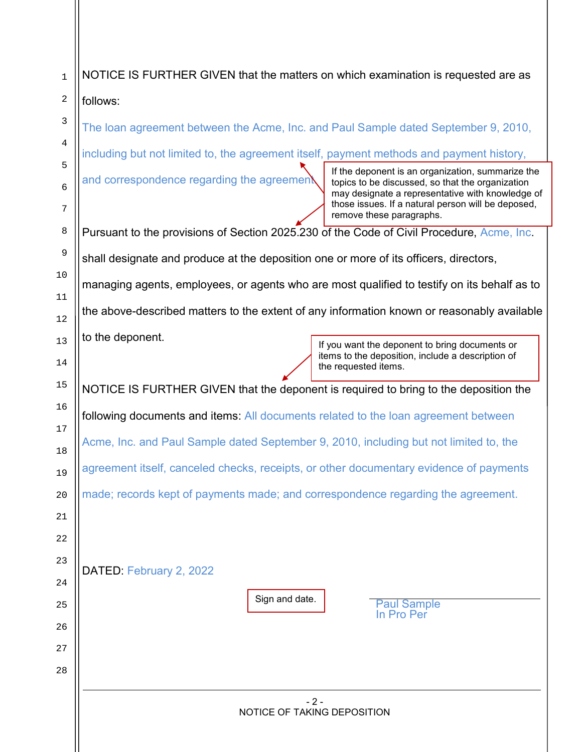NOTICE IS FURTHER GIVEN that the matters on which examination is requested are as follows:

The loan agreement between the Acme, Inc. and Paul Sample dated September 9, 2010, including but not limited to, the agreement itself, payment methods and payment history, and correspondence regarding the agreement.

> If the deponent is an organization, summarize the topics to be discussed, so that the organization may designate a representative with knowledge of those issues. If a natural person will be deposed, remove these paragraphs.

Pursuant to the provisions of Section 2025.230 of the Code of Civil Procedure, Acme, Inc. shall designate and produce at the deposition one or more of its officers, directors, managing agents, employees, or agents who are most qualified to testify on its behalf as to the above-described matters to the extent of any information known or reasonably available to the deponent.

> If you want the deponent to bring documents or items to the deposition, include a description of the requested items.

NOTICE IS FURTHER GIVEN that the deponent is required to bring to the deposition the following documents and items: All documents related to the loan agreement between Acme, Inc. and Paul Sample dated September 9, 2010, including but not limited to, the agreement itself, canceled checks, receipts, or other documentary evidence of payments made; records kept of payments made; and correspondence regarding the agreement.

DATED: February 2, 2022

> Sign and date.

Paul Sample
In Pro Per

NOTICE OF TAKING DEPOSITION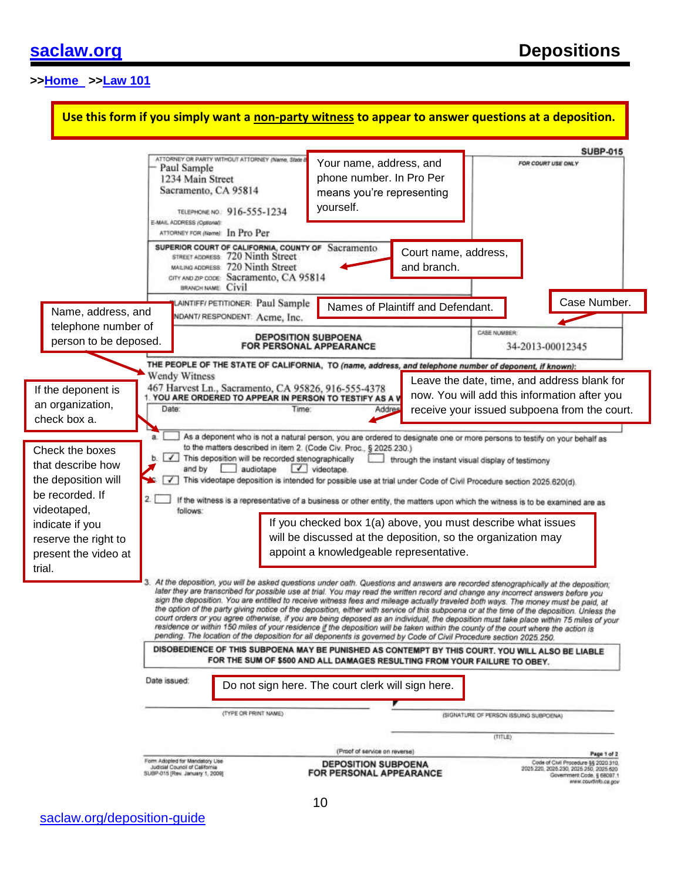>>**Home** >>**Law 101**

**Use this form if you simply want a non-party witness to appear to answer questions at a deposition.**

SUBP-015

ATTORNEY OR PARTY WITHOUT ATTORNEY (Name, State Bar number, and address):
Paul Sample
1234 Main Street
Sacramento, CA 95814

TELEPHONE NO.: 916-555-1234
E-MAIL ADDRESS (Optional):
ATTORNEY FOR (Name): In Pro Per

> Your name, address, and phone number. In Pro Per means you're representing yourself.

FOR COURT USE ONLY

SUPERIOR COURT OF CALIFORNIA, COUNTY OF Sacramento
STREET ADDRESS: 720 Ninth Street
MAILING ADDRESS: 720 Ninth Street
CITY AND ZIP CODE: Sacramento, CA 95814
BRANCH NAME: Civil

> Court name, address, and branch.

PLAINTIFF/ PETITIONER: Paul Sample
DEFENDANT/ RESPONDENT: Acme, Inc.

> Names of Plaintiff and Defendant.

**DEPOSITION SUBPOENA FOR PERSONAL APPEARANCE**

CASE NUMBER: 34-2013-00012345

> Case Number.

> Name, address, and telephone number of person to be deposed.

THE PEOPLE OF THE STATE OF CALIFORNIA, TO (name, address, and telephone number of deponent, if known):
Wendy Witness
467 Harvest Ln., Sacramento, CA 95826, 916-555-4378

1. YOU ARE ORDERED TO APPEAR IN PERSON TO TESTIFY AS A WITNESS in this action at the following date, time, and place:
Date: Time: Address:

> Leave the date, time, and address blank for now. You will add this information after you receive your issued subpoena from the court.

> If the deponent is an organization, check box a.

a. ☐ As a deponent who is not a natural person, you are ordered to designate one or more persons to testify on your behalf as to the matters described in item 2. (Code Civ. Proc., § 2025.230.)

b. ☑ This deposition will be recorded stenographically ☐ through the instant visual display of testimony and by ☐ audiotape ☑ videotape.

c. ☑ This videotape deposition is intended for possible use at trial under Code of Civil Procedure section 2025.620(d).

> Check the boxes that describe how the deposition will be recorded. If videotaped, indicate if you reserve the right to present the video at trial.

2. ☐ If the witness is a representative of a business or other entity, the matters upon which the witness is to be examined are as follows:

> If you checked box 1(a) above, you must describe what issues will be discussed at the deposition, so the organization may appoint a knowledgeable representative.

3. *At the deposition, you will be asked questions under oath. Questions and answers are recorded stenographically at the deposition; later they are transcribed for possible use at trial. You may read the written record and change any incorrect answers before you sign the deposition. You are entitled to receive witness fees and mileage actually traveled both ways. The money must be paid, at the option of the party giving notice of the deposition, either with service of this subpoena or at the time of the deposition. Unless the court orders or you agree otherwise, if you are being deposed as an individual, the deposition must take place within 75 miles of your residence or within 150 miles of your residence if the deposition will be taken within the county of the court where the action is pending. The location of the deposition for all deponents is governed by Code of Civil Procedure section 2025.250.*

**DISOBEDIENCE OF THIS SUBPOENA MAY BE PUNISHED AS CONTEMPT BY THIS COURT. YOU WILL ALSO BE LIABLE FOR THE SUM OF $500 AND ALL DAMAGES RESULTING FROM YOUR FAILURE TO OBEY.**

Date issued:

> Do not sign here. The court clerk will sign here.

(TYPE OR PRINT NAME) (SIGNATURE OF PERSON ISSUING SUBPOENA)

(TITLE)

(Proof of service on reverse)

Form Adopted for Mandatory Use
Judicial Council of California
SUBP-015 [Rev. January 1, 2009]

**DEPOSITION SUBPOENA FOR PERSONAL APPEARANCE**

Page 1 of 2
Code of Civil Procedure §§ 2020.310, 2025.220, 2025.230, 2025.250, 2025.620
Government Code, § 68097.1
www.courtinfo.ca.gov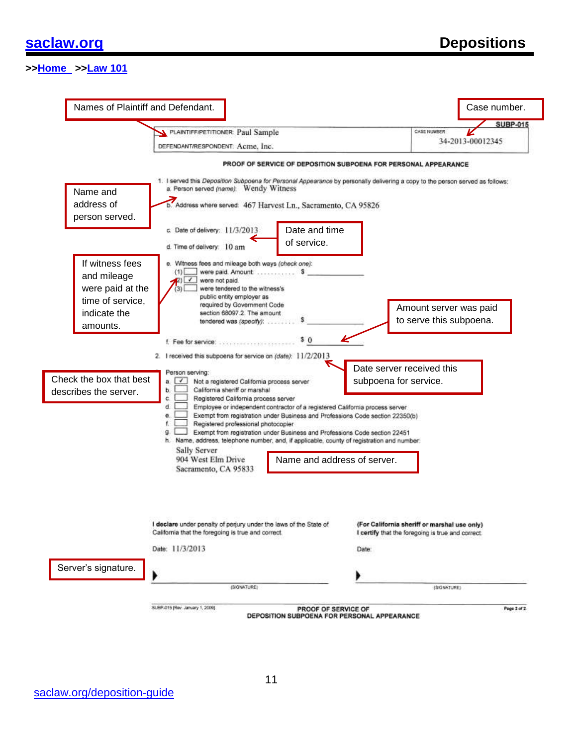saclaw.org **Depositions**

>>Home >>Law 101

Names of Plaintiff and Defendant.

Case number.

SUBP-015

PLAINTIFF/PETITIONER: Paul Sample

DEFENDANT/RESPONDENT: Acme, Inc.

CASE NUMBER: 34-2013-00012345

**PROOF OF SERVICE OF DEPOSITION SUBPOENA FOR PERSONAL APPEARANCE**

Name and address of person served.

1. I served this *Deposition Subpoena for Personal Appearance* by personally delivering a copy to the person served as follows:
   a. Person served *(name)*: Wendy Witness
   b. Address where served: 467 Harvest Ln., Sacramento, CA 95826
   c. Date of delivery: 11/3/2013
   d. Time of delivery: 10 am

Date and time of service.

If witness fees and mileage were paid at the time of service, indicate the amounts.

   e. Witness fees and mileage both ways *(check one)*:
      (1) ☐ were paid. Amount: . . . . . . . . . . . $ ______
      (2) ☑ were not paid.
      (3) ☐ were tendered to the witness's public entity employer as required by Government Code section 68097.2. The amount tendered was *(specify)*: . . . . . . . . $ ______

Amount server was paid to serve this subpoena.

   f. Fee for service: . . . . . . . . . . . . . . . . . . . . . . $ 0

2. I received this subpoena for service on *(date)*: 11/2/2013

Date server received this subpoena for service.

Check the box that best describes the server.

Person serving:

a. ☑ Not a registered California process server
b. ☐ California sheriff or marshal
c. ☐ Registered California process server
d. ☐ Employee or independent contractor of a registered California process server
e. ☐ Exempt from registration under Business and Professions Code section 22350(b)
f. ☐ Registered professional photocopier
g. ☐ Exempt from registration under Business and Professions Code section 22451
h. Name, address, telephone number, and, if applicable, county of registration and number:

Sally Server
904 West Elm Drive
Sacramento, CA 95833

Name and address of server.

**I declare** under penalty of perjury under the laws of the State of California that the foregoing is true and correct.

Date: 11/3/2013

Server's signature.

▶ ______________________
(SIGNATURE)

**(For California sheriff or marshal use only)**
**I certify** that the foregoing is true and correct.

Date:

▶ ______________________
(SIGNATURE)

SUBP-015 [Rev. January 1, 2009] **PROOF OF SERVICE OF DEPOSITION SUBPOENA FOR PERSONAL APPEARANCE** Page 2 of 2

saclaw.org/deposition-guide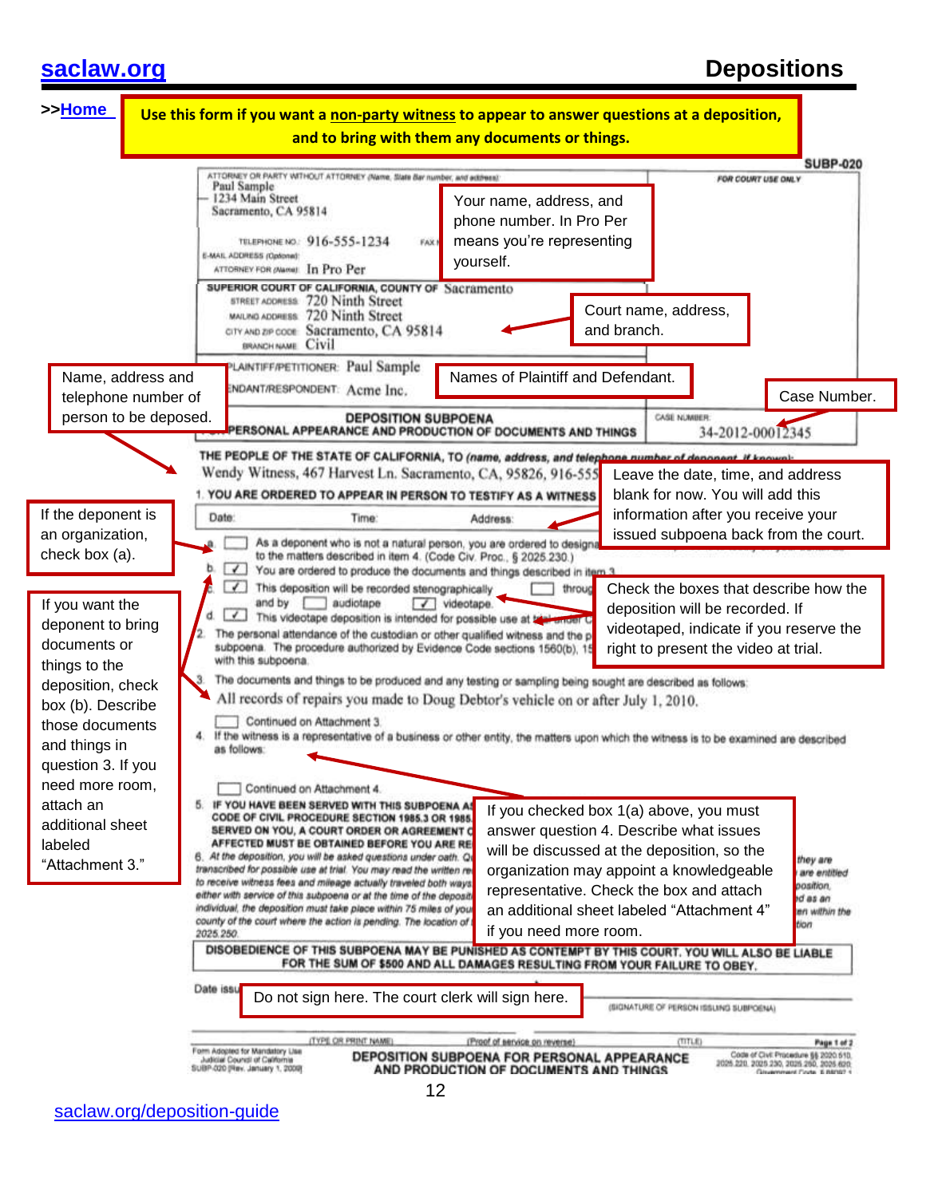saclaw.org **Depositions**

>>Home

**Use this form if you want a non-party witness to appear to answer questions at a deposition, and to bring with them any documents or things.**

SUBP-020

ATTORNEY OR PARTY WITHOUT ATTORNEY (Name, State Bar number, and address):
Paul Sample
1234 Main Street
Sacramento, CA 95814

TELEPHONE NO.: 916-555-1234 FAX NO.:
E-MAIL ADDRESS (Optional):
ATTORNEY FOR (Name): In Pro Per

FOR COURT USE ONLY

> Your name, address, and phone number. In Pro Per means you're representing yourself.

SUPERIOR COURT OF CALIFORNIA, COUNTY OF Sacramento
STREET ADDRESS: 720 Ninth Street
MAILING ADDRESS: 720 Ninth Street
CITY AND ZIP CODE: Sacramento, CA 95814
BRANCH NAME: Civil

> Court name, address, and branch.

PLAINTIFF/PETITIONER: Paul Sample
DEFENDANT/RESPONDENT: Acme Inc.

> Names of Plaintiff and Defendant.

**DEPOSITION SUBPOENA**
**FOR PERSONAL APPEARANCE AND PRODUCTION OF DOCUMENTS AND THINGS**

CASE NUMBER: 34-2012-00012345

> Case Number.

> Name, address and telephone number of person to be deposed.

THE PEOPLE OF THE STATE OF CALIFORNIA, TO (name, address, and telephone number of deponent, if known):
Wendy Witness, 467 Harvest Ln. Sacramento, CA, 95826, 916-555...

1. YOU ARE ORDERED TO APPEAR IN PERSON TO TESTIFY AS A WITNESS ...

Date: Time: Address:

> Leave the date, time, and address blank for now. You will add this information after you receive your issued subpoena back from the court.

> If the deponent is an organization, check box (a).

a. ☐ As a deponent who is not a natural person, you are ordered to designa... to the matters described in item 4. (Code Civ. Proc., § 2025.230.)

b. ☑ You are ordered to produce the documents and things described in item 3.

c. ☑ This deposition will be recorded stenographically ☐ throug... and by ☐ audiotape ☑ videotape.

d. ☑ This videotape deposition is intended for possible use at trial under C...

> Check the boxes that describe how the deposition will be recorded. If videotaped, indicate if you reserve the right to present the video at trial.

2. The personal attendance of the custodian or other qualified witness and the p... subpoena. The procedure authorized by Evidence Code sections 1560(b), 15... with this subpoena.

> If you want the deponent to bring documents or things to the deposition, check box (b). Describe those documents and things in question 3. If you need more room, attach an additional sheet labeled "Attachment 3."

3. The documents and things to be produced and any testing or sampling being sought are described as follows:
All records of repairs you made to Doug Debtor's vehicle on or after July 1, 2010.

☐ Continued on Attachment 3.

4. If the witness is a representative of a business or other entity, the matters upon which the witness is to be examined are described as follows:

☐ Continued on Attachment 4.

> If you checked box 1(a) above, you must answer question 4. Describe what issues will be discussed at the deposition, so the organization may appoint a knowledgeable representative. Check the box and attach an additional sheet labeled "Attachment 4" if you need more room.

5. IF YOU HAVE BEEN SERVED WITH THIS SUBPOENA AS... CODE OF CIVIL PROCEDURE SECTION 1985.3 OR 1985... SERVED ON YOU, A COURT ORDER OR AGREEMENT O... AFFECTED MUST BE OBTAINED BEFORE YOU ARE RE...

6. *At the deposition, you will be asked questions under oath. Q... transcribed for possible use at trial. You may read the written re... to receive witness fees and mileage actually traveled both ways... either with service of this subpoena or at the time of the depositi... individual, the deposition must take place within 75 miles of you... county of the court where the action is pending. The location of... 2025.250. ...they are ...are entitled ...position, ...d as an ...en within the ...tion*

**DISOBEDIENCE OF THIS SUBPOENA MAY BE PUNISHED AS CONTEMPT BY THIS COURT. YOU WILL ALSO BE LIABLE FOR THE SUM OF $500 AND ALL DAMAGES RESULTING FROM YOUR FAILURE TO OBEY.**

Date issu...

> Do not sign here. The court clerk will sign here.

(SIGNATURE OF PERSON ISSUING SUBPOENA)

(TYPE OR PRINT NAME) (Proof of service on reverse) (TITLE)

Form Adopted for Mandatory Use Judicial Council of California SUBP-020 [Rev. January 1, 2009]

**DEPOSITION SUBPOENA FOR PERSONAL APPEARANCE AND PRODUCTION OF DOCUMENTS AND THINGS**

Page 1 of 2

Code of Civil Procedure §§ 2020.510, 2025.220, 2025.230, 2025.250, 2025.620, Government Code, § 68097.1

saclaw.org/deposition-guide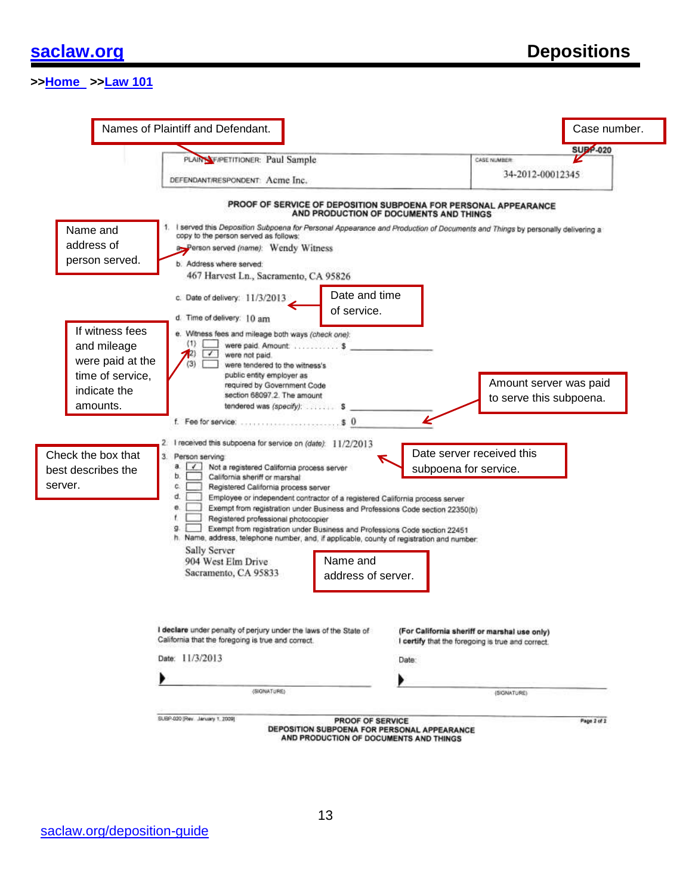>>Home >>Law 101

Names of Plaintiff and Defendant.

Case number.

SUBP-020

| | |
|---|---|
| PLAINTIFF/PETITIONER: Paul Sample | CASE NUMBER: 34-2012-00012345 |
| DEFENDANT/RESPONDENT: Acme Inc. | |

**PROOF OF SERVICE OF DEPOSITION SUBPOENA FOR PERSONAL APPEARANCE AND PRODUCTION OF DOCUMENTS AND THINGS**

Name and address of person served.

1. I served this *Deposition Subpoena for Personal Appearance and Production of Documents and Things* by personally delivering a copy to the person served as follows:
   a. Person served *(name)*: Wendy Witness
   b. Address where served: 467 Harvest Ln., Sacramento, CA 95826
   c. Date of delivery: 11/3/2013
   d. Time of delivery: 10 am
   e. Witness fees and mileage both ways *(check one)*:
      (1) ☐ were paid. Amount: . . . . . . . . . . . $ ______
      (2) ☑ were not paid.
      (3) ☐ were tendered to the witness's public entity employer as required by Government Code section 68097.2. The amount tendered was *(specify)*: . . . . . . . $ ______
   f. Fee for service: . . . . . . . . . . . . . . . . . . . . . . . $ 0

Date and time of service.

If witness fees and mileage were paid at the time of service, indicate the amounts.

Amount server was paid to serve this subpoena.

2. I received this subpoena for service on *(date)*: 11/2/2013
3. Person serving:
   a. ☑ Not a registered California process server
   b. ☐ California sheriff or marshal
   c. ☐ Registered California process server
   d. ☐ Employee or independent contractor of a registered California process server
   e. ☐ Exempt from registration under Business and Professions Code section 22350(b)
   f. ☐ Registered professional photocopier
   g. ☐ Exempt from registration under Business and Professions Code section 22451
   h. Name, address, telephone number, and, if applicable, county of registration and number:

   Sally Server
   904 West Elm Drive
   Sacramento, CA 95833

Check the box that best describes the server.

Date server received this subpoena for service.

Name and address of server.

**I declare** under penalty of perjury under the laws of the State of California that the foregoing is true and correct.

Date: 11/3/2013

▶ ______________________________
(SIGNATURE)

**(For California sheriff or marshal use only)**
**I certify** that the foregoing is true and correct.

Date:

▶ ______________________________
(SIGNATURE)

SUBP-020 [Rev. January 1, 2009]

**PROOF OF SERVICE DEPOSITION SUBPOENA FOR PERSONAL APPEARANCE AND PRODUCTION OF DOCUMENTS AND THINGS**

Page 2 of 2

saclaw.org/deposition-guide